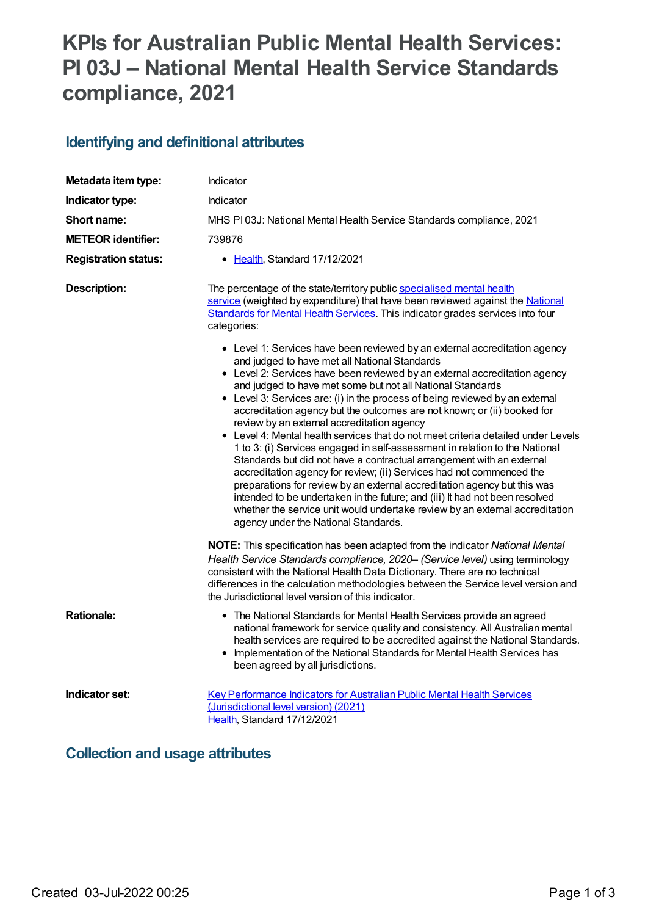# KPIs for Australian Public Mental Health Services: PI 03J – National Mental Health Service Standards compliance, 2021

## Identifying and definitional attributes

| | |
|---|---|
| **Metadata item type:** | Indicator |
| **Indicator type:** | Indicator |
| **Short name:** | MHS PI 03J: National Mental Health Service Standards compliance, 2021 |
| **METEOR identifier:** | 739876 |
| **Registration status:** | Health, Standard 17/12/2021 |

**Description:**

The percentage of the state/territory public specialised mental health service (weighted by expenditure) that have been reviewed against the National Standards for Mental Health Services. This indicator grades services into four categories:

- Level 1: Services have been reviewed by an external accreditation agency and judged to have met all National Standards
- Level 2: Services have been reviewed by an external accreditation agency and judged to have met some but not all National Standards
- Level 3: Services are: (i) in the process of being reviewed by an external accreditation agency but the outcomes are not known; or (ii) booked for review by an external accreditation agency
- Level 4: Mental health services that do not meet criteria detailed under Levels 1 to 3: (i) Services engaged in self-assessment in relation to the National Standards but did not have a contractual arrangement with an external accreditation agency for review; (ii) Services had not commenced the preparations for review by an external accreditation agency but this was intended to be undertaken in the future; and (iii) It had not been resolved whether the service unit would undertake review by an external accreditation agency under the National Standards.

**NOTE:** This specification has been adapted from the indicator *National Mental Health Service Standards compliance, 2020– (Service level)* using terminology consistent with the National Health Data Dictionary. There are no technical differences in the calculation methodologies between the Service level version and the Jurisdictional level version of this indicator.

**Rationale:**

- The National Standards for Mental Health Services provide an agreed national framework for service quality and consistency. All Australian mental health services are required to be accredited against the National Standards.
- Implementation of the National Standards for Mental Health Services has been agreed by all jurisdictions.

**Indicator set:**

Key Performance Indicators for Australian Public Mental Health Services (Jurisdictional level version) (2021)
Health, Standard 17/12/2021

## Collection and usage attributes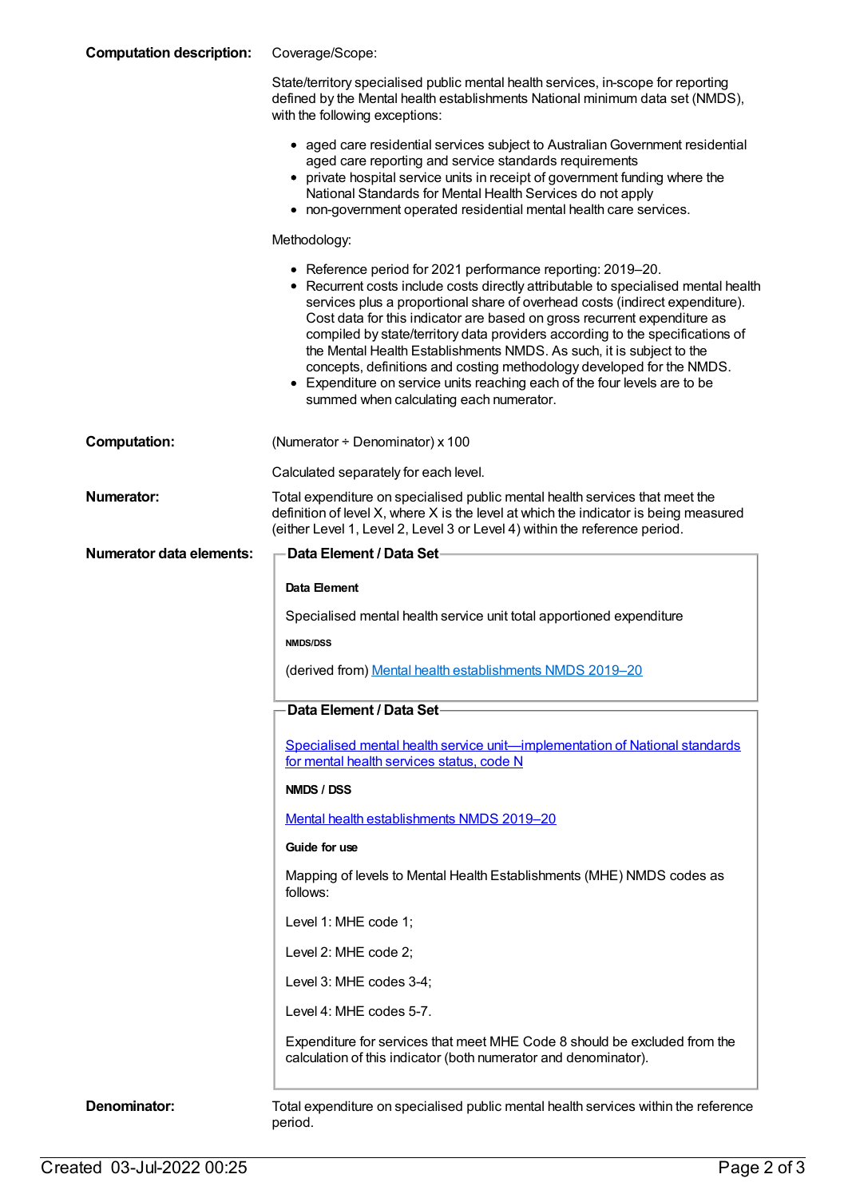**Computation description:**

Coverage/Scope:

State/territory specialised public mental health services, in-scope for reporting defined by the Mental health establishments National minimum data set (NMDS), with the following exceptions:

- aged care residential services subject to Australian Government residential aged care reporting and service standards requirements
- private hospital service units in receipt of government funding where the National Standards for Mental Health Services do not apply
- non-government operated residential mental health care services.

Methodology:

- Reference period for 2021 performance reporting: 2019–20.
- Recurrent costs include costs directly attributable to specialised mental health services plus a proportional share of overhead costs (indirect expenditure). Cost data for this indicator are based on gross recurrent expenditure as compiled by state/territory data providers according to the specifications of the Mental Health Establishments NMDS. As such, it is subject to the concepts, definitions and costing methodology developed for the NMDS.
- Expenditure on service units reaching each of the four levels are to be summed when calculating each numerator.

**Computation:**

(Numerator ÷ Denominator) x 100

Calculated separately for each level.

**Numerator:**

Total expenditure on specialised public mental health services that meet the definition of level X, where X is the level at which the indicator is being measured (either Level 1, Level 2, Level 3 or Level 4) within the reference period.

**Numerator data elements:**

**Data Element / Data Set**

**Data Element**

Specialised mental health service unit total apportioned expenditure

**NMDS/DSS**

(derived from) Mental health establishments NMDS 2019–20

**Data Element / Data Set**

Specialised mental health service unit—implementation of National standards for mental health services status, code N

**NMDS / DSS**

Mental health establishments NMDS 2019–20

**Guide for use**

Mapping of levels to Mental Health Establishments (MHE) NMDS codes as follows:

Level 1: MHE code 1;

Level 2: MHE code 2;

Level 3: MHE codes 3-4;

Level 4: MHE codes 5-7.

Expenditure for services that meet MHE Code 8 should be excluded from the calculation of this indicator (both numerator and denominator).

**Denominator:**

Total expenditure on specialised public mental health services within the reference period.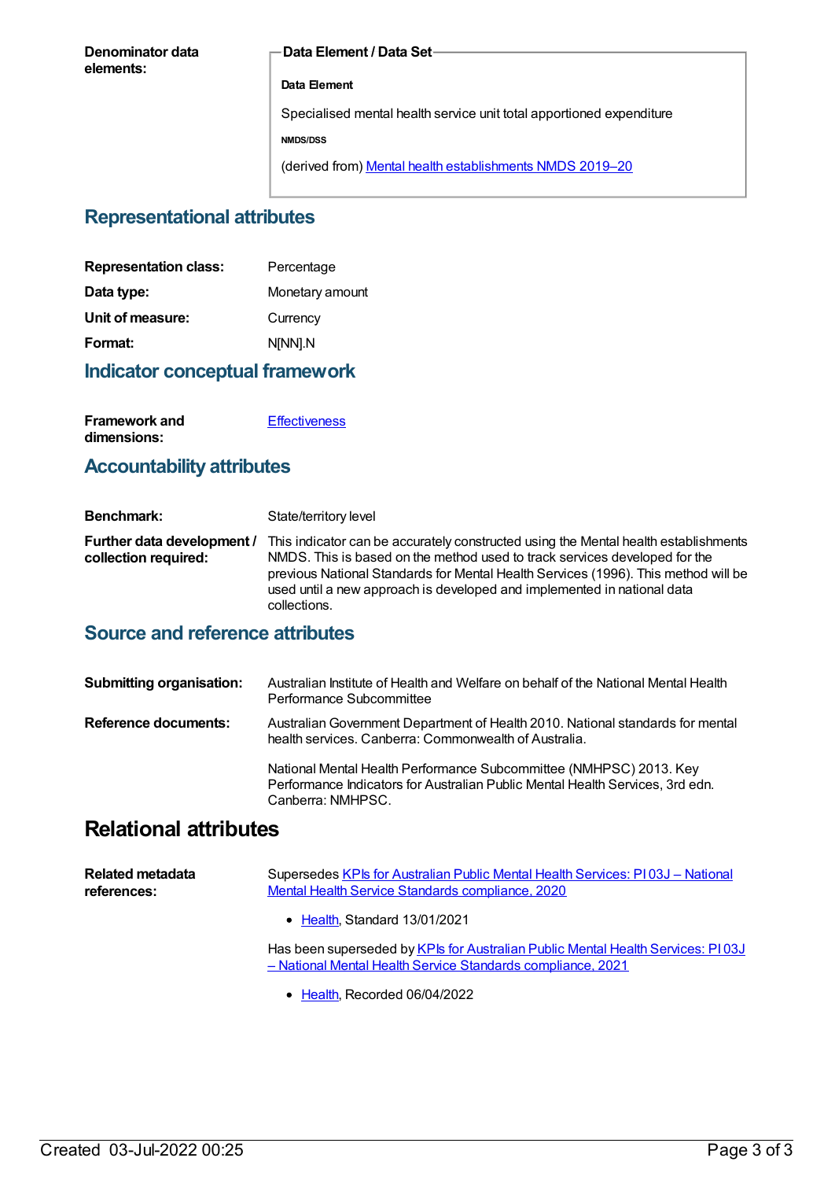**Denominator data elements:**

**Data Element / Data Set**

**Data Element**

Specialised mental health service unit total apportioned expenditure

**NMDS/DSS**

(derived from) Mental health establishments NMDS 2019–20

## Representational attributes

| | |
|---|---|
| **Representation class:** | Percentage |
| **Data type:** | Monetary amount |
| **Unit of measure:** | Currency |
| **Format:** | N[NN].N |

## Indicator conceptual framework

| | |
|---|---|
| **Framework and dimensions:** | Effectiveness |

## Accountability attributes

| | |
|---|---|
| **Benchmark:** | State/territory level |
| **Further data development / collection required:** | This indicator can be accurately constructed using the Mental health establishments NMDS. This is based on the method used to track services developed for the previous National Standards for Mental Health Services (1996). This method will be used until a new approach is developed and implemented in national data collections. |

## Source and reference attributes

**Submitting organisation:** Australian Institute of Health and Welfare on behalf of the National Mental Health Performance Subcommittee

**Reference documents:** Australian Government Department of Health 2010. National standards for mental health services. Canberra: Commonwealth of Australia.

National Mental Health Performance Subcommittee (NMHPSC) 2013. Key Performance Indicators for Australian Public Mental Health Services, 3rd edn. Canberra: NMHPSC.

# Relational attributes

**Related metadata references:**

Supersedes KPIs for Australian Public Mental Health Services: PI 03J – National Mental Health Service Standards compliance, 2020

- Health, Standard 13/01/2021

Has been superseded by KPIs for Australian Public Mental Health Services: PI 03J – National Mental Health Service Standards compliance, 2021

- Health, Recorded 06/04/2022